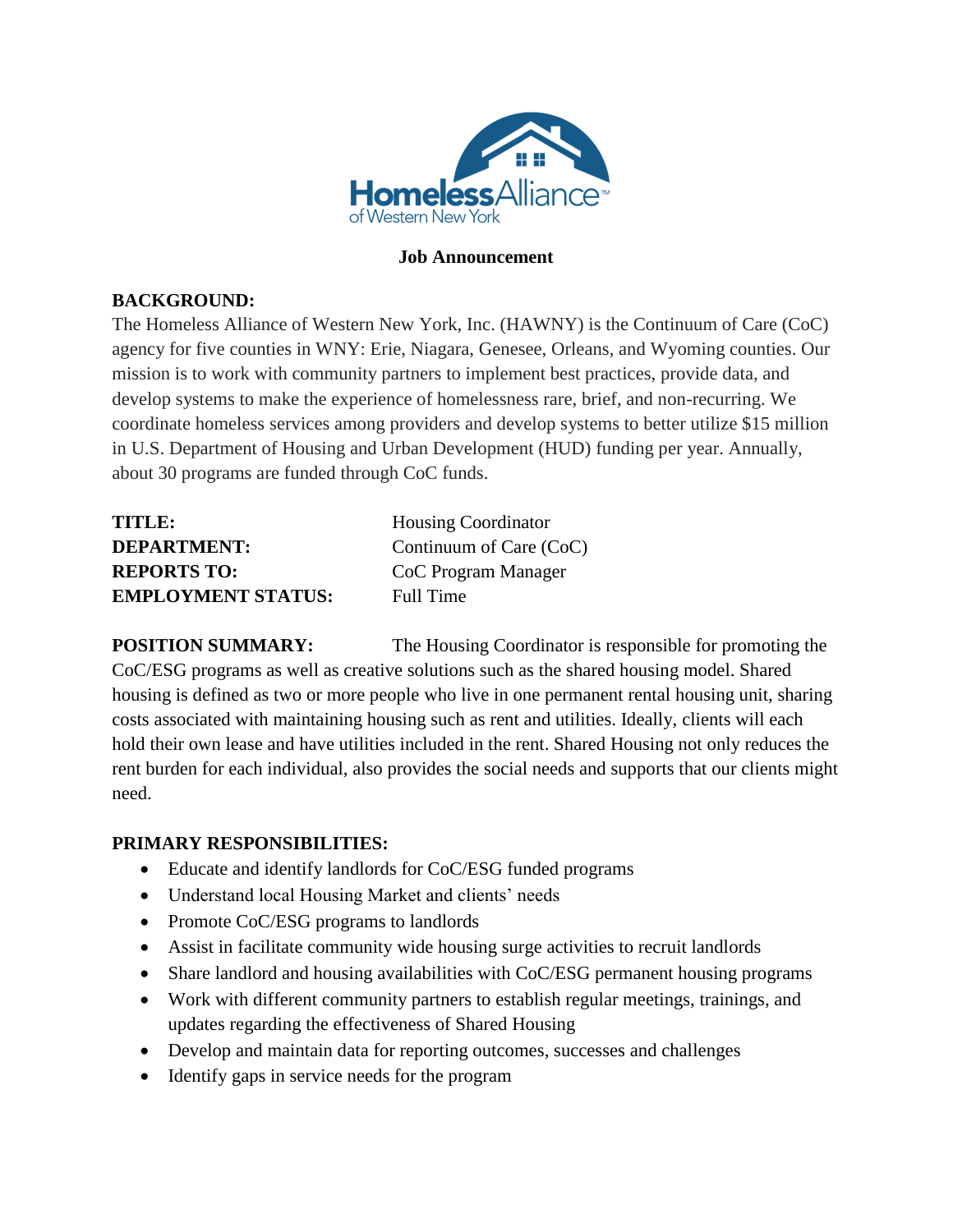# Job Announcement

**BACKGROUND:**
The Homeless Alliance of Western New York, Inc. (HAWNY) is the Continuum of Care (CoC) agency for five counties in WNY: Erie, Niagara, Genesee, Orleans, and Wyoming counties. Our mission is to work with community partners to implement best practices, provide data, and develop systems to make the experience of homelessness rare, brief, and non-recurring. We coordinate homeless services among providers and develop systems to better utilize $15 million in U.S. Department of Housing and Urban Development (HUD) funding per year. Annually, about 30 programs are funded through CoC funds.

**TITLE:** Housing Coordinator
**DEPARTMENT:** Continuum of Care (CoC)
**REPORTS TO:** CoC Program Manager
**EMPLOYMENT STATUS:** Full Time

**POSITION SUMMARY:** The Housing Coordinator is responsible for promoting the CoC/ESG programs as well as creative solutions such as the shared housing model. Shared housing is defined as two or more people who live in one permanent rental housing unit, sharing costs associated with maintaining housing such as rent and utilities. Ideally, clients will each hold their own lease and have utilities included in the rent. Shared Housing not only reduces the rent burden for each individual, also provides the social needs and supports that our clients might need.

**PRIMARY RESPONSIBILITIES:**

- Educate and identify landlords for CoC/ESG funded programs
- Understand local Housing Market and clients' needs
- Promote CoC/ESG programs to landlords
- Assist in facilitate community wide housing surge activities to recruit landlords
- Share landlord and housing availabilities with CoC/ESG permanent housing programs
- Work with different community partners to establish regular meetings, trainings, and updates regarding the effectiveness of Shared Housing
- Develop and maintain data for reporting outcomes, successes and challenges
- Identify gaps in service needs for the program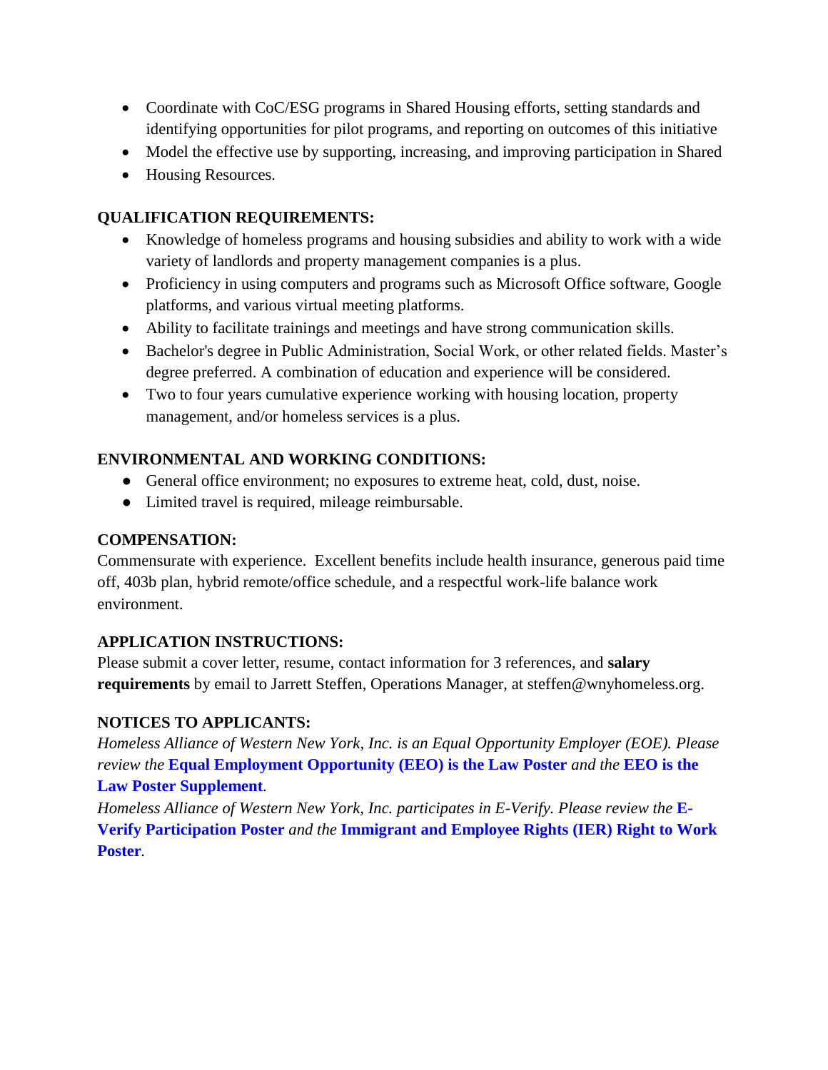- Coordinate with CoC/ESG programs in Shared Housing efforts, setting standards and identifying opportunities for pilot programs, and reporting on outcomes of this initiative
- Model the effective use by supporting, increasing, and improving participation in Shared
- Housing Resources.

**QUALIFICATION REQUIREMENTS:**

- Knowledge of homeless programs and housing subsidies and ability to work with a wide variety of landlords and property management companies is a plus.
- Proficiency in using computers and programs such as Microsoft Office software, Google platforms, and various virtual meeting platforms.
- Ability to facilitate trainings and meetings and have strong communication skills.
- Bachelor's degree in Public Administration, Social Work, or other related fields. Master's degree preferred. A combination of education and experience will be considered.
- Two to four years cumulative experience working with housing location, property management, and/or homeless services is a plus.

**ENVIRONMENTAL AND WORKING CONDITIONS:**

- General office environment; no exposures to extreme heat, cold, dust, noise.
- Limited travel is required, mileage reimbursable.

**COMPENSATION:**

Commensurate with experience. Excellent benefits include health insurance, generous paid time off, 403b plan, hybrid remote/office schedule, and a respectful work-life balance work environment.

**APPLICATION INSTRUCTIONS:**

Please submit a cover letter, resume, contact information for 3 references, and **salary requirements** by email to Jarrett Steffen, Operations Manager, at steffen@wnyhomeless.org.

**NOTICES TO APPLICANTS:**

*Homeless Alliance of Western New York, Inc. is an Equal Opportunity Employer (EOE). Please review the* **Equal Employment Opportunity (EEO) is the Law Poster** *and the* **EEO is the Law Poster Supplement***.*

*Homeless Alliance of Western New York, Inc. participates in E-Verify. Please review the* **E-Verify Participation Poster** *and the* **Immigrant and Employee Rights (IER) Right to Work Poster***.*